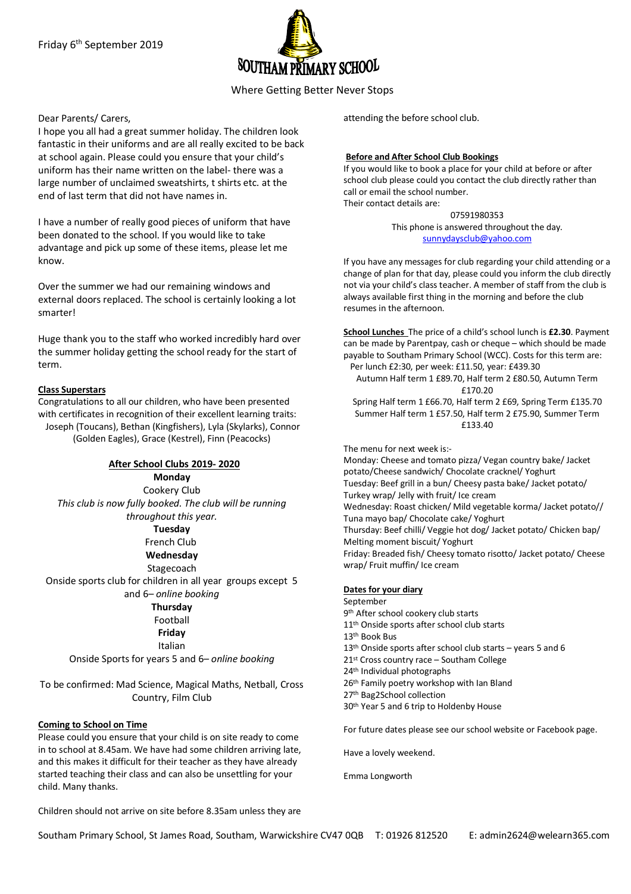Friday 6th September 2019

# SOUTHAM PRIMARY SCHOOL

Where Getting Better Never Stops

Dear Parents/ Carers,

I hope you all had a great summer holiday. The children look fantastic in their uniforms and are all really excited to be back at school again. Please could you ensure that your child's uniform has their name written on the label- there was a large number of unclaimed sweatshirts, t shirts etc. at the end of last term that did not have names in.

I have a number of really good pieces of uniform that have been donated to the school. If you would like to take advantage and pick up some of these items, please let me know.

Over the summer we had our remaining windows and external doors replaced. The school is certainly looking a lot smarter!

Huge thank you to the staff who worked incredibly hard over the summer holiday getting the school ready for the start of term.

**Class Superstars**

Congratulations to all our children, who have been presented with certificates in recognition of their excellent learning traits: Joseph (Toucans), Bethan (Kingfishers), Lyla (Skylarks), Connor (Golden Eagles), Grace (Kestrel), Finn (Peacocks)

**After School Clubs 2019- 2020**

**Monday**

Cookery Club

*This club is now fully booked. The club will be running throughout this year.*

**Tuesday**

French Club

**Wednesday**

Stagecoach

Onside sports club for children in all year groups except 5 and 6– *online booking*

**Thursday**

Football

**Friday**

Italian

Onside Sports for years 5 and 6– *online booking*

To be confirmed: Mad Science, Magical Maths, Netball, Cross Country, Film Club

**Coming to School on Time**

Please could you ensure that your child is on site ready to come in to school at 8.45am. We have had some children arriving late, and this makes it difficult for their teacher as they have already started teaching their class and can also be unsettling for your child. Many thanks.

Children should not arrive on site before 8.35am unless they are attending the before school club.

**Before and After School Club Bookings**

If you would like to book a place for your child at before or after school club please could you contact the club directly rather than call or email the school number.

Their contact details are:

07591980353

This phone is answered throughout the day.

sunnydaysclub@yahoo.com

If you have any messages for club regarding your child attending or a change of plan for that day, please could you inform the club directly not via your child's class teacher. A member of staff from the club is always available first thing in the morning and before the club resumes in the afternoon.

**School Lunches** The price of a child's school lunch is **£2.30**. Payment can be made by Parentpay, cash or cheque – which should be made payable to Southam Primary School (WCC). Costs for this term are:

Per lunch £2:30, per week: £11.50, year: £439.30

Autumn Half term 1 £89.70, Half term 2 £80.50, Autumn Term £170.20

Spring Half term 1 £66.70, Half term 2 £69, Spring Term £135.70

Summer Half term 1 £57.50, Half term 2 £75.90, Summer Term £133.40

The menu for next week is:-

Monday: Cheese and tomato pizza/ Vegan country bake/ Jacket potato/Cheese sandwich/ Chocolate cracknel/ Yoghurt

Tuesday: Beef grill in a bun/ Cheesy pasta bake/ Jacket potato/ Turkey wrap/ Jelly with fruit/ Ice cream

Wednesday: Roast chicken/ Mild vegetable korma/ Jacket potato// Tuna mayo bap/ Chocolate cake/ Yoghurt

Thursday: Beef chilli/ Veggie hot dog/ Jacket potato/ Chicken bap/ Melting moment biscuit/ Yoghurt

Friday: Breaded fish/ Cheesy tomato risotto/ Jacket potato/ Cheese wrap/ Fruit muffin/ Ice cream

**Dates for your diary**

September

9th After school cookery club starts

11th Onside sports after school club starts

13th Book Bus

13th Onside sports after school club starts – years 5 and 6

21st Cross country race – Southam College

24th Individual photographs

26th Family poetry workshop with Ian Bland

27th Bag2School collection

30th Year 5 and 6 trip to Holdenby House

For future dates please see our school website or Facebook page.

Have a lovely weekend.

Emma Longworth

Southam Primary School, St James Road, Southam, Warwickshire CV47 0QB T: 01926 812520 E: admin2624@welearn365.com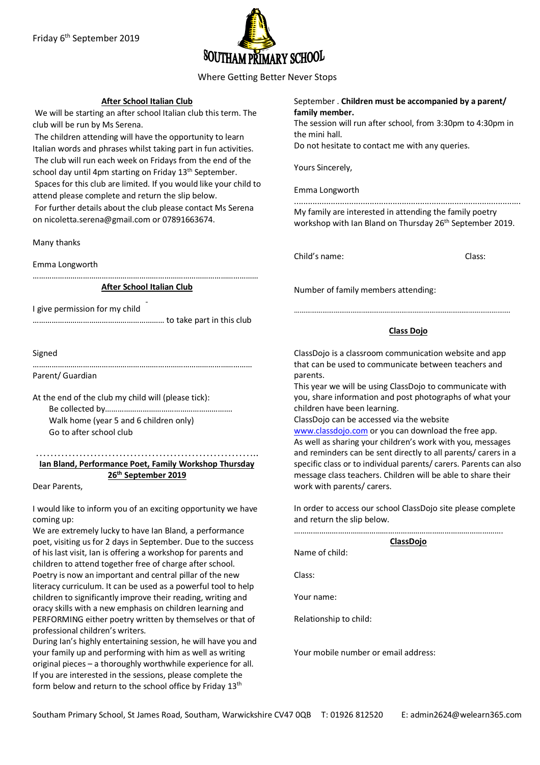Friday 6th September 2019

SOUTHAM PRIMARY SCHOOL

Where Getting Better Never Stops

**After School Italian Club**

We will be starting an after school Italian club this term. The club will be run by Ms Serena.

The children attending will have the opportunity to learn Italian words and phrases whilst taking part in fun activities.

The club will run each week on Fridays from the end of the school day until 4pm starting on Friday 13th September.

Spaces for this club are limited. If you would like your child to attend please complete and return the slip below.

For further details about the club please contact Ms Serena on nicoletta.serena@gmail.com or 07891663674.

Many thanks

Emma Longworth

…………………………………………………………………………………………………

**After School Italian Club**

I give permission for my child ……………………………………………………… to take part in this club

Signed

……………………………………………………………………………………………

Parent/ Guardian

At the end of the club my child will (please tick):

- Be collected by……………………………………………………
- Walk home (year 5 and 6 children only)
- Go to after school club

…………………………………………………………..

**Ian Bland, Performance Poet, Family Workshop Thursday 26th September 2019**

Dear Parents,

I would like to inform you of an exciting opportunity we have coming up:

We are extremely lucky to have Ian Bland, a performance poet, visiting us for 2 days in September. Due to the success of his last visit, Ian is offering a workshop for parents and children to attend together free of charge after school.

Poetry is now an important and central pillar of the new literacy curriculum. It can be used as a powerful tool to help children to significantly improve their reading, writing and oracy skills with a new emphasis on children learning and PERFORMING either poetry written by themselves or that of professional children's writers.

During Ian's highly entertaining session, he will have you and your family up and performing with him as well as writing original pieces – a thoroughly worthwhile experience for all.

If you are interested in the sessions, please complete the form below and return to the school office by Friday 13th September . **Children must be accompanied by a parent/ family member.**

The session will run after school, from 3:30pm to 4:30pm in the mini hall.

Do not hesitate to contact me with any queries.

Yours Sincerely,

Emma Longworth

………………………………………………………………………………………

My family are interested in attending the family poetry workshop with Ian Bland on Thursday 26th September 2019.

Child's name: Class:

Number of family members attending:

………………………………………………………………………………………………

**Class Dojo**

ClassDojo is a classroom communication website and app that can be used to communicate between teachers and parents.

This year we will be using ClassDojo to communicate with you, share information and post photographs of what your children have been learning.

ClassDojo can be accessed via the website www.classdojo.com or you can download the free app.

As well as sharing your children's work with you, messages and reminders can be sent directly to all parents/ carers in a specific class or to individual parents/ carers. Parents can also message class teachers. Children will be able to share their work with parents/ carers.

In order to access our school ClassDojo site please complete and return the slip below.

……………………………………………………………………………………….

**ClassDojo**

Name of child:

Class:

Your name:

Relationship to child:

Your mobile number or email address:

Southam Primary School, St James Road, Southam, Warwickshire CV47 0QB T: 01926 812520 E: admin2624@welearn365.com